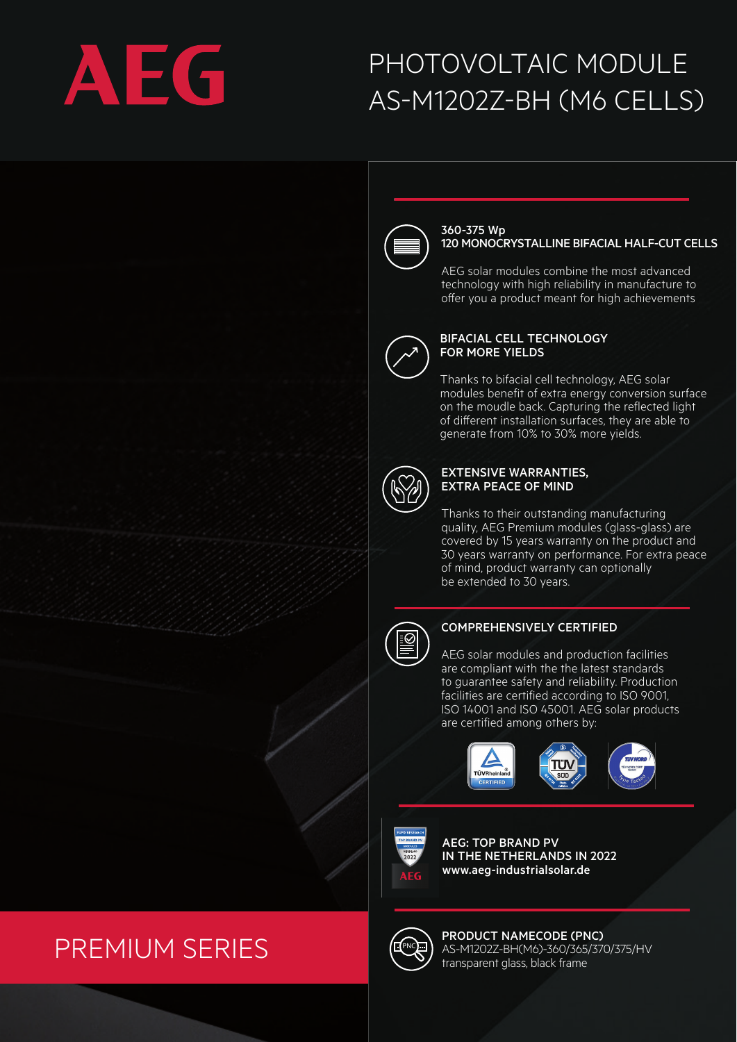# AEG

# PHOTOVOLTAIC MODULE AS-M1202Z-BH (M6 CELLS)

### 360-375 Wp
### 120 MONOCRYSTALLINE BIFACIAL HALF-CUT CELLS

AEG solar modules combine the most advanced technology with high reliability in manufacture to offer you a product meant for high achievements

### BIFACIAL CELL TECHNOLOGY FOR MORE YIELDS

Thanks to bifacial cell technology, AEG solar modules benefit of extra energy conversion surface on the moudle back. Capturing the reflected light of different installation surfaces, they are able to generate from 10% to 30% more yields.

### EXTENSIVE WARRANTIES, EXTRA PEACE OF MIND

Thanks to their outstanding manufacturing quality, AEG Premium modules (glass-glass) are covered by 15 years warranty on the product and 30 years warranty on performance. For extra peace of mind, product warranty can optionally be extended to 30 years.

### COMPREHENSIVELY CERTIFIED

AEG solar modules and production facilities are compliant with the the latest standards to guarantee safety and reliability. Production facilities are certified according to ISO 9001, ISO 14001 and ISO 45001. AEG solar products are certified among others by:

TÜVRheinland CERTIFIED · TÜV SÜD · TÜV NORD Type Tested

**AEG: TOP BRAND PV IN THE NETHERLANDS IN 2022**
**www.aeg-industrialsolar.de**

**PRODUCT NAMECODE (PNC)**
AS-M1202Z-BH(M6)-360/365/370/375/HV
transparent glass, black frame

## PREMIUM SERIES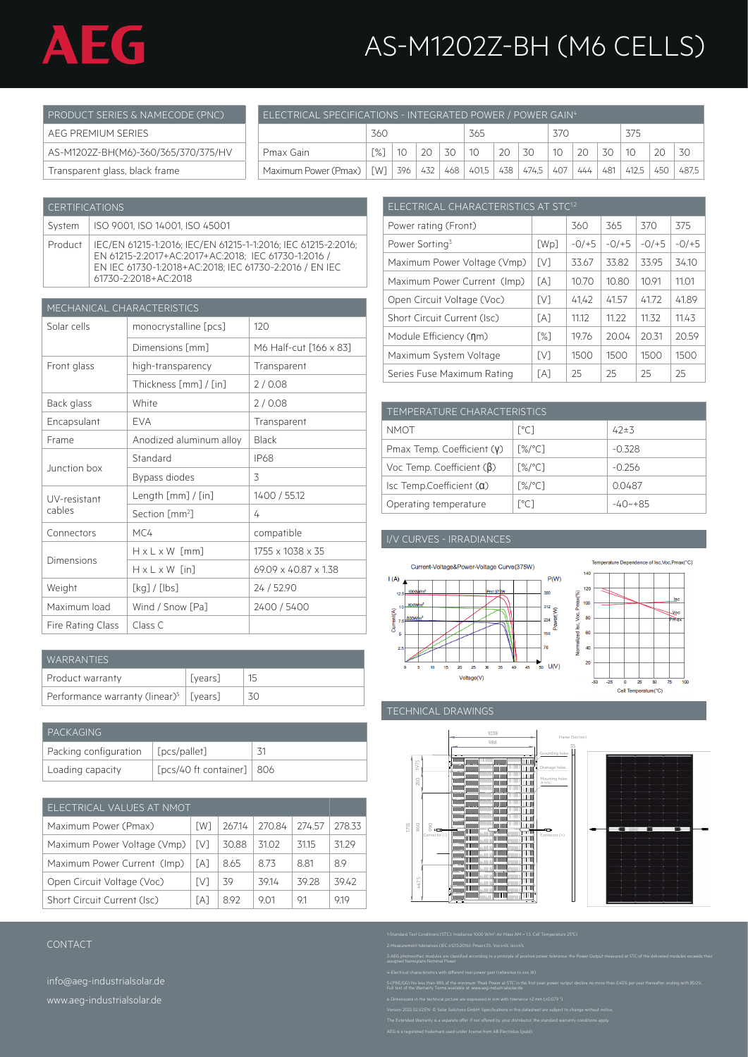# AEG

# AS-M1202Z-BH (M6 CELLS)

| PRODUCT SERIES & NAMECODE (PNC) |
|---|
| AEG PREMIUM SERIES |
| AS-M1202Z-BH(M6)-360/365/370/375/HV |
| Transparent glass, black frame |

| ELECTRICAL SPECIFICATIONS - INTEGRATED POWER / POWER GAIN[4] | | | | | | | | | | | | | |
|---|---|---|---|---|---|---|---|---|---|---|---|---|---|
| | | 360 | | | 365 | | | 370 | | | 375 | | |
| Pmax Gain | [%] | 10 | 20 | 30 | 10 | 20 | 30 | 10 | 20 | 30 | 10 | 20 | 30 |
| Maximum Power (Pmax) | [W] | 396 | 432 | 468 | 401,5 | 438 | 474,5 | 407 | 444 | 481 | 412,5 | 450 | 487,5 |

| CERTIFICATIONS | |
|---|---|
| System | ISO 9001, ISO 14001, ISO 45001 |
| Product | IEC/EN 61215-1:2016; IEC/EN 61215-1-1:2016; IEC 61215-2:2016; EN 61215-2:2017+AC:2017+AC:2018; IEC 61730-1:2016 / EN IEC 61730-1:2018+AC:2018; IEC 61730-2:2016 / EN IEC 61730-2:2018+AC:2018 |

| ELECTRICAL CHARACTERISTICS AT STC[1,2] | | | | | |
|---|---|---|---|---|---|
| Power rating (Front) | | 360 | 365 | 370 | 375 |
| Power Sorting[3] | [Wp] | -0/+5 | -0/+5 | -0/+5 | -0/+5 |
| Maximum Power Voltage (Vmp) | [V] | 33.67 | 33.82 | 33.95 | 34.10 |
| Maximum Power Current (Imp) | [A] | 10.70 | 10.80 | 10.91 | 11.01 |
| Open Circuit Voltage (Voc) | [V] | 41,42 | 41.57 | 41.72 | 41.89 |
| Short Circuit Current (Isc) | [A] | 11.12 | 11.22 | 11.32 | 11.43 |
| Module Efficiency (ηm) | [%] | 19.76 | 20.04 | 20.31 | 20.59 |
| Maximum System Voltage | [V] | 1500 | 1500 | 1500 | 1500 |
| Series Fuse Maximum Rating | [A] | 25 | 25 | 25 | 25 |

| MECHANICAL CHARACTERISTICS | | |
|---|---|---|
| Solar cells | monocrystalline [pcs] | 120 |
| | Dimensions [mm] | M6 Half-cut [166 x 83] |
| Front glass | high-transparency | Transparent |
| | Thickness [mm] / [in] | 2 / 0.08 |
| Back glass | White | 2 / 0.08 |
| Encapsulant | EVA | Transparent |
| Frame | Anodized aluminum alloy | Black |
| Junction box | Standard | IP68 |
| | Bypass diodes | 3 |
| UV-resistant cables | Length [mm] / [in] | 1400 / 55.12 |
| | Section [mm²] | 4 |
| Connectors | MC4 | compatible |
| Dimensions | H x L x W [mm] | 1755 x 1038 x 35 |
| | H x L x W [in] | 69.09 x 40.87 x 1.38 |
| Weight | [kg] / [lbs] | 24 / 52.90 |
| Maximum load | Wind / Snow [Pa] | 2400 / 5400 |
| Fire Rating Class | Class C | |

| TEMPERATURE CHARACTERISTICS | | |
|---|---|---|
| NMOT | [°C] | 42±3 |
| Pmax Temp. Coefficient (γ) | [%/°C] | -0.328 |
| Voc Temp. Coefficient (β) | [%/°C] | -0.256 |
| Isc Temp.Coefficient (α) | [%/°C] | 0.0487 |
| Operating temperature | [°C] | -40~+85 |

## I/V CURVES - IRRADIANCES

Current-Voltage&Power-Voltage Curve(375W)

I (A)

1000W/m²

800W/m²

600W/m²

Pm: 375W

P(W)

Current(A)

Power(W)

Voltage(V)

U(V)

Temperature Dependence of Isc,Voc,Pmax(°C)

Normalized Isc, Voc, Pmax(%)

Isc

Voc

Pmax

Cell Temperature(°C)

| WARRANTIES | | |
|---|---|---|
| Product warranty | [years] | 15 |
| Performance warranty (linear)[5] | [years] | 30 |

| PACKAGING | | |
|---|---|---|
| Packing configuration | [pcs/pallet] | 31 |
| Loading capacity | [pcs/40 ft container] | 806 |

## TECHNICAL DRAWINGS

1038

988

Frame (Section)

35

Grounding holes

Drainage holes

Mounting holes

Connector (-)

Connector (+)

1755

| ELECTRICAL VALUES AT NMOT | | | | | |
|---|---|---|---|---|---|
| Maximum Power (Pmax) | [W] | 267.14 | 270.84 | 274.57 | 278.33 |
| Maximum Power Voltage (Vmp) | [V] | 30.88 | 31.02 | 31.15 | 31.29 |
| Maximum Power Current (Imp) | [A] | 8.65 | 8.73 | 8.81 | 8.9 |
| Open Circuit Voltage (Voc) | [V] | 39 | 39.14 | 39.28 | 39.42 |
| Short Circuit Current (Isc) | [A] | 8.92 | 9.01 | 9.1 | 9.19 |

## CONTACT

info@aeg-industrialsolar.de

www.aeg-industrialsolar.de

1-Standard Test Conditions (STC): Irradiance 1000 W/m², Air Mass AM = 1.5, Cell Temperature 25°C

2-Measurement tolerances (IEC 61215:2016): Pmax±3%, Voc±4%, Isc±4%

3-AEG photovoltaic modules are classified according to a principle of positive power tolerance: the Power Output measured at STC of the delivered modules exceeds their assigned Nameplate Nominal Power.

4-Electrical characteristics with different rear power gain (reference to xxx W)

5-(PRE/GG) No less than 98% of the minimum "Peak Power at STC"in the first year; power output decline no more than 0.45% per year thereafter, ending with 85.0%. Full text of the Warranty Terms available at: www.aeg-industrialsolar.de

6-Dimensions in the technical picture are expressed in mm with tolerance ±2 mm (±0.079 ")

Version 2022.02.V2.EN © Solar Solutions GmbH. Specifications in this datasheet are subject to change without notice.

The Extended Warranty is a separate offer. If not offered by your distributor, the standard warranty conditions apply.

AEG is a registered trademark used under license from AB Electrolux (publ).